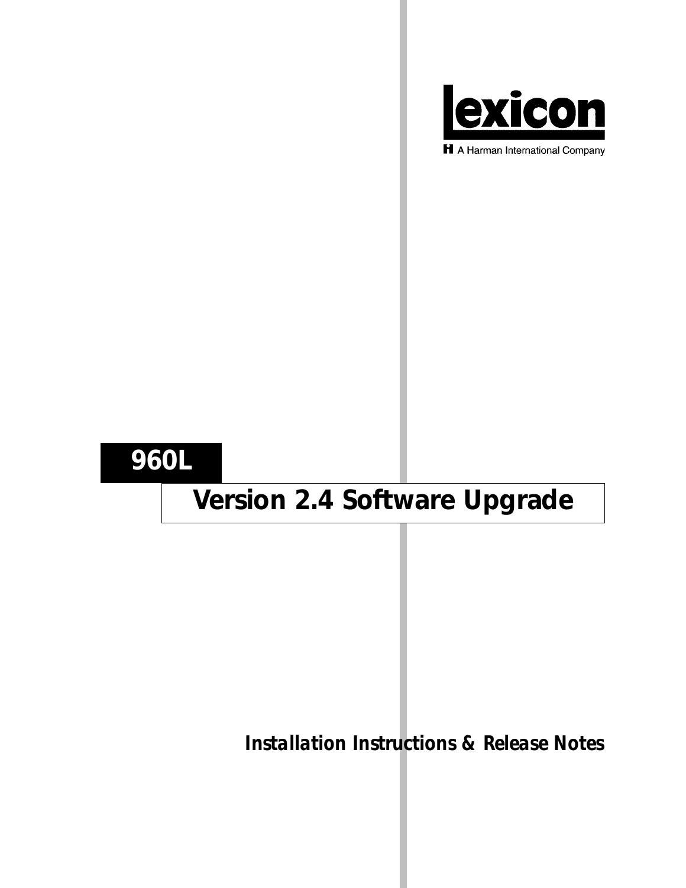Lexicon

A Harman International Company

# 960L

## Version 2.4 Software Upgrade

***Installation Instructions & Release Notes***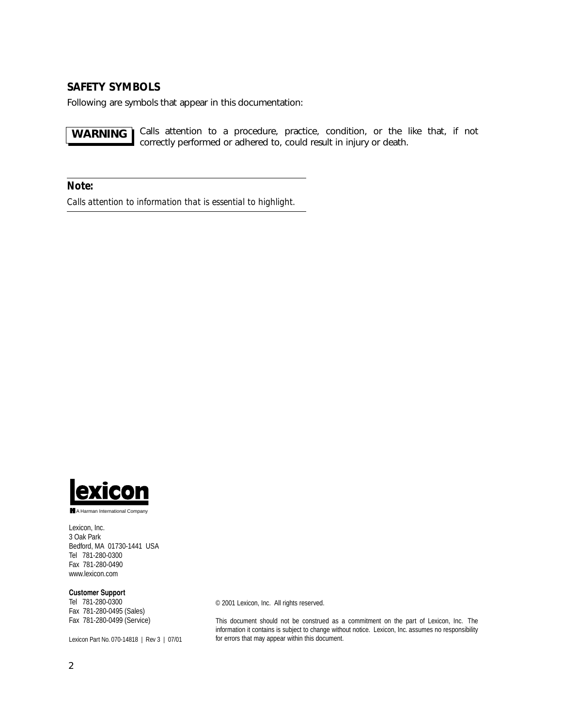## SAFETY SYMBOLS

Following are symbols that appear in this documentation:

**WARNING** Calls attention to a procedure, practice, condition, or the like that, if not correctly performed or adhered to, could result in injury or death.

---

**Note:**

*Calls attention to information that is essential to highlight.*

---

lexicon

A Harman International Company

Lexicon, Inc.
3 Oak Park
Bedford, MA 01730-1441 USA
Tel 781-280-0300
Fax 781-280-0490
www.lexicon.com

**Customer Support**
Tel 781-280-0300
Fax 781-280-0495 (Sales)
Fax 781-280-0499 (Service)

Lexicon Part No. 070-14818 | Rev 3 | 07/01

© 2001 Lexicon, Inc. All rights reserved.

This document should not be construed as a commitment on the part of Lexicon, Inc. The information it contains is subject to change without notice. Lexicon, Inc. assumes no responsibility for errors that may appear within this document.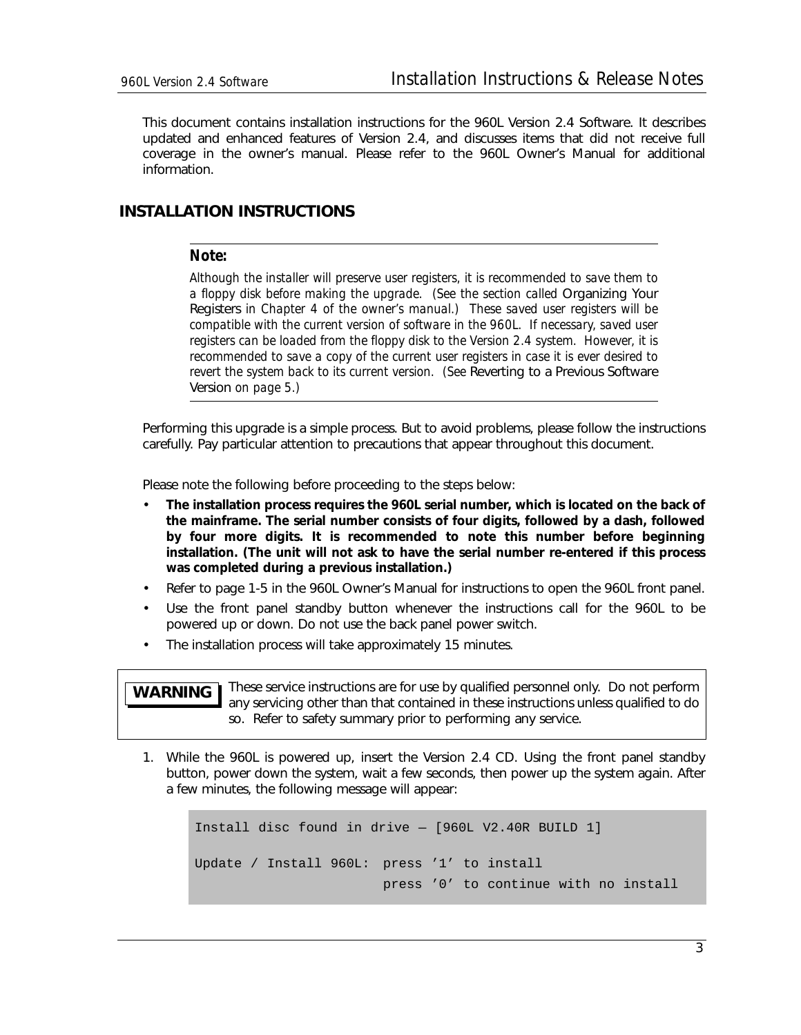This document contains installation instructions for the 960L Version 2.4 Software. It describes updated and enhanced features of Version 2.4, and discusses items that did not receive full coverage in the owner's manual. Please refer to the 960L Owner's Manual for additional information.

## INSTALLATION INSTRUCTIONS

---

**Note:**

*Although the installer will preserve user registers, it is recommended to save them to a floppy disk before making the upgrade. (See the section called* Organizing Your Registers *in Chapter 4 of the owner's manual.) These saved user registers will be compatible with the current version of software in the 960L. If necessary, saved user registers can be loaded from the floppy disk to the Version 2.4 system. However, it is recommended to save a copy of the current user registers in case it is ever desired to revert the system back to its current version. (See* Reverting to a Previous Software Version *on page 5.)*

---

Performing this upgrade is a simple process. But to avoid problems, please follow the instructions carefully. Pay particular attention to precautions that appear throughout this document.

Please note the following before proceeding to the steps below:

- **The installation process requires the 960L serial number, which is located on the back of the mainframe. The serial number consists of four digits, followed by a dash, followed by four more digits. It is recommended to note this number before beginning installation. (The unit will not ask to have the serial number re-entered if this process was completed during a previous installation.)**
- Refer to page 1-5 in the 960L Owner's Manual for instructions to open the 960L front panel.
- Use the front panel standby button whenever the instructions call for the 960L to be powered up or down. Do not use the back panel power switch.
- The installation process will take approximately 15 minutes.

> **WARNING** These service instructions are for use by qualified personnel only. Do not perform any servicing other than that contained in these instructions unless qualified to do so. Refer to safety summary prior to performing any service.

1. While the 960L is powered up, insert the Version 2.4 CD. Using the front panel standby button, power down the system, wait a few seconds, then power up the system again. After a few minutes, the following message will appear:

```
Install disc found in drive – [960L V2.40R BUILD 1]

Update / Install 960L:  press '1' to install
                        press '0' to continue with no install
```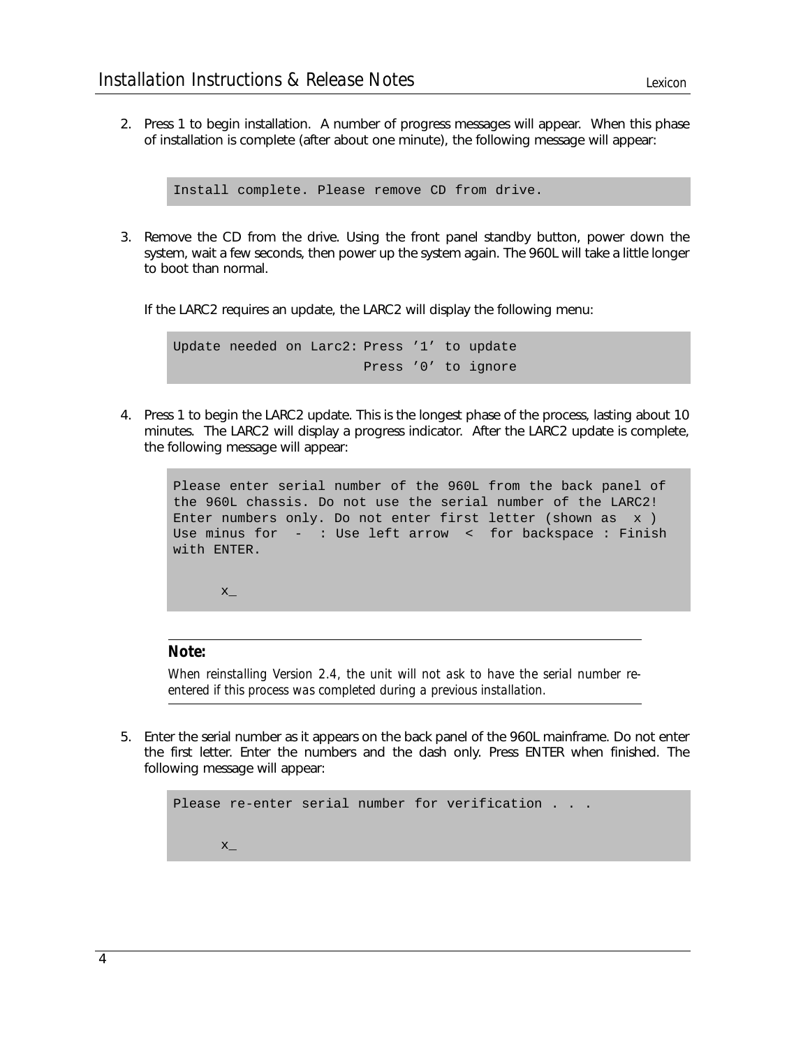2. Press 1 to begin installation. A number of progress messages will appear. When this phase of installation is complete (after about one minute), the following message will appear:

```
Install complete. Please remove CD from drive.
```

3. Remove the CD from the drive. Using the front panel standby button, power down the system, wait a few seconds, then power up the system again. The 960L will take a little longer to boot than normal.

   If the LARC2 requires an update, the LARC2 will display the following menu:

```
Update needed on Larc2: Press '1' to update
                        Press '0' to ignore
```

4. Press 1 to begin the LARC2 update. This is the longest phase of the process, lasting about 10 minutes. The LARC2 will display a progress indicator. After the LARC2 update is complete, the following message will appear:

```
Please enter serial number of the 960L from the back panel of
the 960L chassis. Do not use the serial number of the LARC2!
Enter numbers only. Do not enter first letter (shown as  x )
Use minus for  -  : Use left arrow  <  for backspace : Finish
with ENTER.

      x_
```

**Note:**

*When reinstalling Version 2.4, the unit will not ask to have the serial number re-entered if this process was completed during a previous installation.*

5. Enter the serial number as it appears on the back panel of the 960L mainframe. Do not enter the first letter. Enter the numbers and the dash only. Press ENTER when finished. The following message will appear:

```
Please re-enter serial number for verification . . .

      x_
```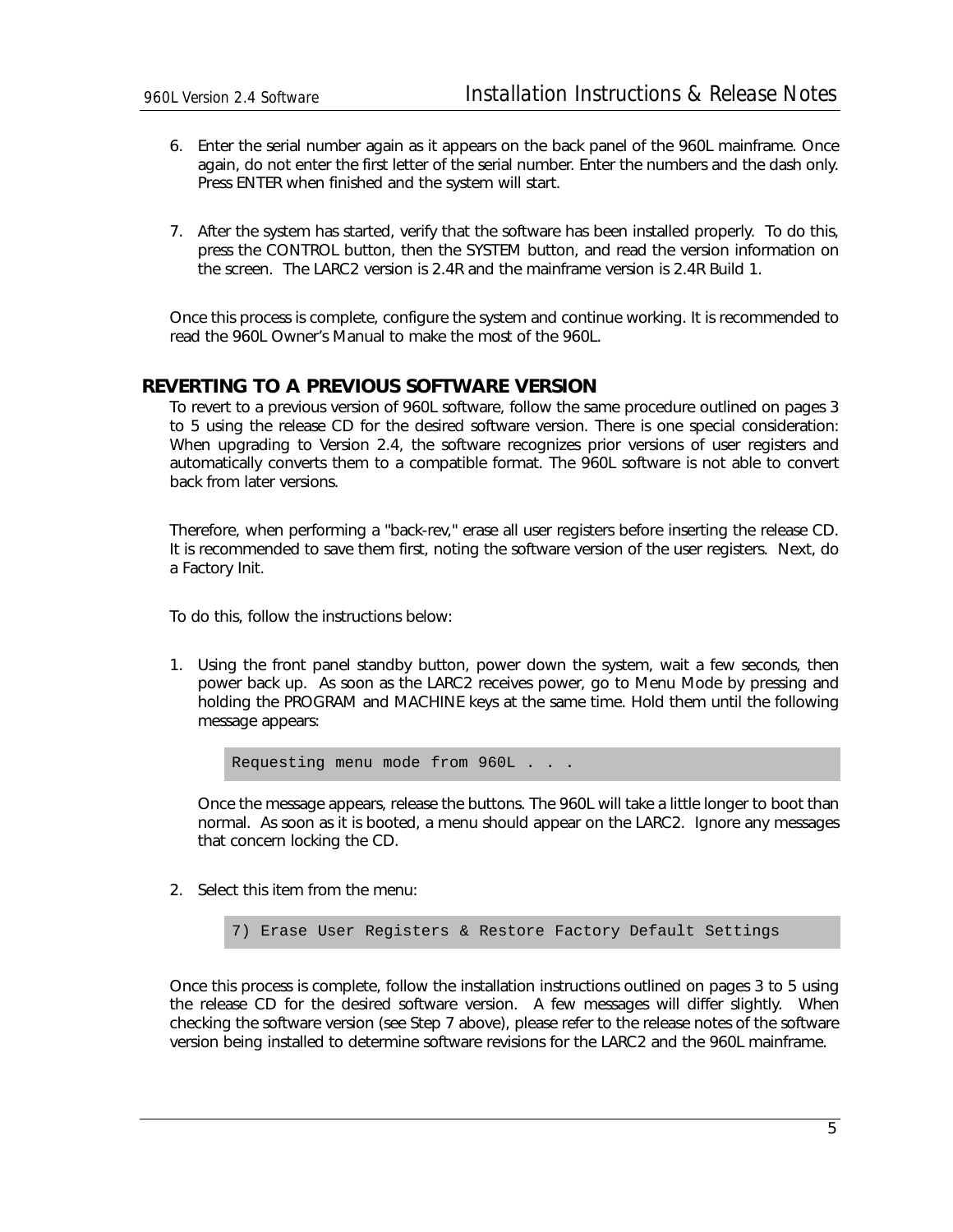6. Enter the serial number again as it appears on the back panel of the 960L mainframe. Once again, do not enter the first letter of the serial number. Enter the numbers and the dash only. Press ENTER when finished and the system will start.

7. After the system has started, verify that the software has been installed properly. To do this, press the CONTROL button, then the SYSTEM button, and read the version information on the screen. The LARC2 version is 2.4R and the mainframe version is 2.4R Build 1.

Once this process is complete, configure the system and continue working. It is recommended to read the 960L Owner's Manual to make the most of the 960L.

## REVERTING TO A PREVIOUS SOFTWARE VERSION

To revert to a previous version of 960L software, follow the same procedure outlined on pages 3 to 5 using the release CD for the desired software version. There is one special consideration: When upgrading to Version 2.4, the software recognizes prior versions of user registers and automatically converts them to a compatible format. The 960L software is not able to convert back from later versions.

Therefore, when performing a "back-rev," erase all user registers before inserting the release CD. It is recommended to save them first, noting the software version of the user registers. Next, do a Factory Init.

To do this, follow the instructions below:

1. Using the front panel standby button, power down the system, wait a few seconds, then power back up. As soon as the LARC2 receives power, go to Menu Mode by pressing and holding the PROGRAM and MACHINE keys at the same time. Hold them until the following message appears:

   ```
   Requesting menu mode from 960L . . .
   ```

   Once the message appears, release the buttons. The 960L will take a little longer to boot than normal. As soon as it is booted, a menu should appear on the LARC2. Ignore any messages that concern locking the CD.

2. Select this item from the menu:

   ```
   7) Erase User Registers & Restore Factory Default Settings
   ```

Once this process is complete, follow the installation instructions outlined on pages 3 to 5 using the release CD for the desired software version. A few messages will differ slightly. When checking the software version (see Step 7 above), please refer to the release notes of the software version being installed to determine software revisions for the LARC2 and the 960L mainframe.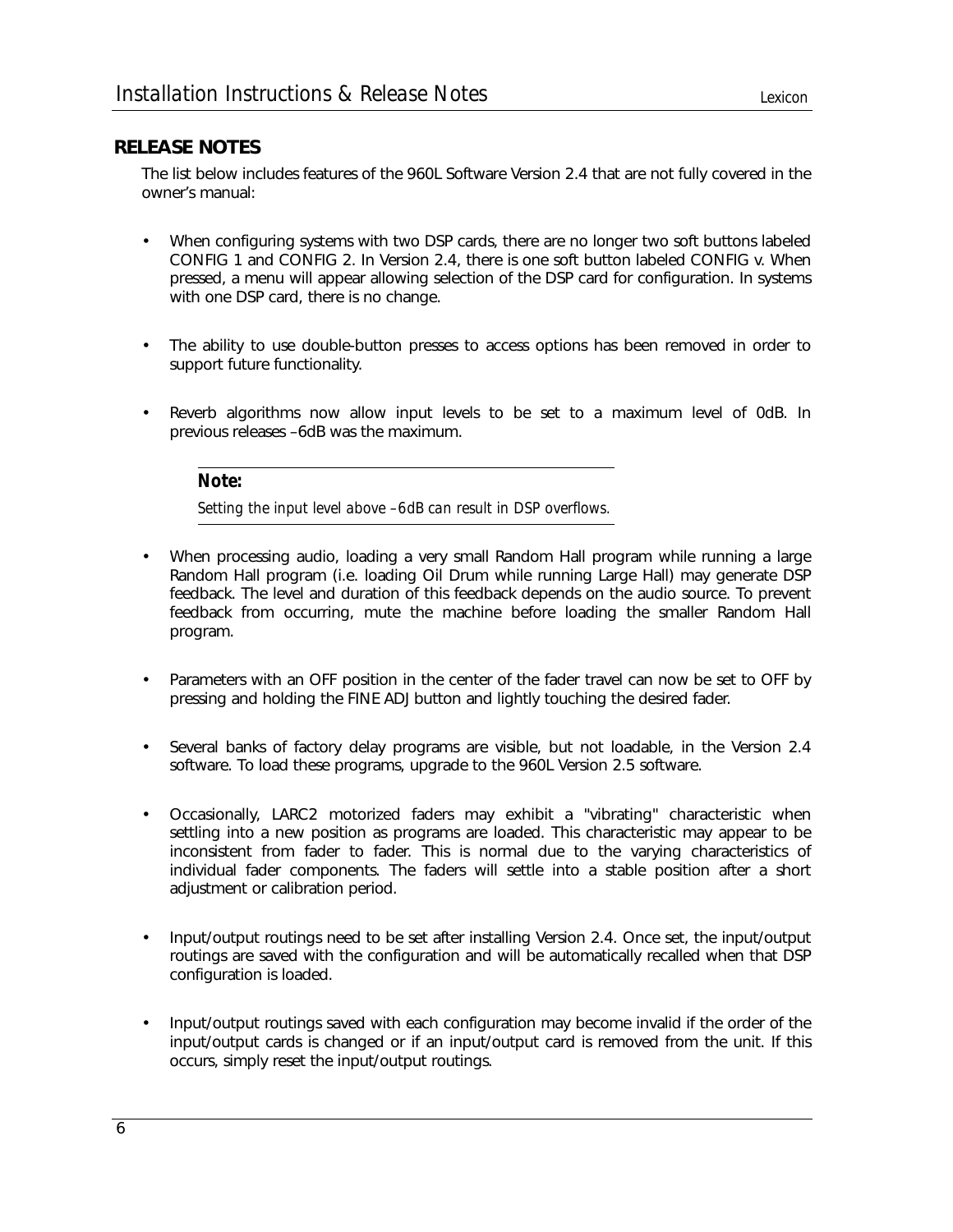## RELEASE NOTES

The list below includes features of the 960L Software Version 2.4 that are not fully covered in the owner's manual:

- When configuring systems with two DSP cards, there are no longer two soft buttons labeled CONFIG 1 and CONFIG 2. In Version 2.4, there is one soft button labeled CONFIG v. When pressed, a menu will appear allowing selection of the DSP card for configuration. In systems with one DSP card, there is no change.

- The ability to use double-button presses to access options has been removed in order to support future functionality.

- Reverb algorithms now allow input levels to be set to a maximum level of 0dB. In previous releases –6dB was the maximum.

  **Note:**

  *Setting the input level above –6dB can result in DSP overflows.*

- When processing audio, loading a very small Random Hall program while running a large Random Hall program (i.e. loading Oil Drum while running Large Hall) may generate DSP feedback. The level and duration of this feedback depends on the audio source. To prevent feedback from occurring, mute the machine before loading the smaller Random Hall program.

- Parameters with an OFF position in the center of the fader travel can now be set to OFF by pressing and holding the FINE ADJ button and lightly touching the desired fader.

- Several banks of factory delay programs are visible, but not loadable, in the Version 2.4 software. To load these programs, upgrade to the 960L Version 2.5 software.

- Occasionally, LARC2 motorized faders may exhibit a "vibrating" characteristic when settling into a new position as programs are loaded. This characteristic may appear to be inconsistent from fader to fader. This is normal due to the varying characteristics of individual fader components. The faders will settle into a stable position after a short adjustment or calibration period.

- Input/output routings need to be set after installing Version 2.4. Once set, the input/output routings are saved with the configuration and will be automatically recalled when that DSP configuration is loaded.

- Input/output routings saved with each configuration may become invalid if the order of the input/output cards is changed or if an input/output card is removed from the unit. If this occurs, simply reset the input/output routings.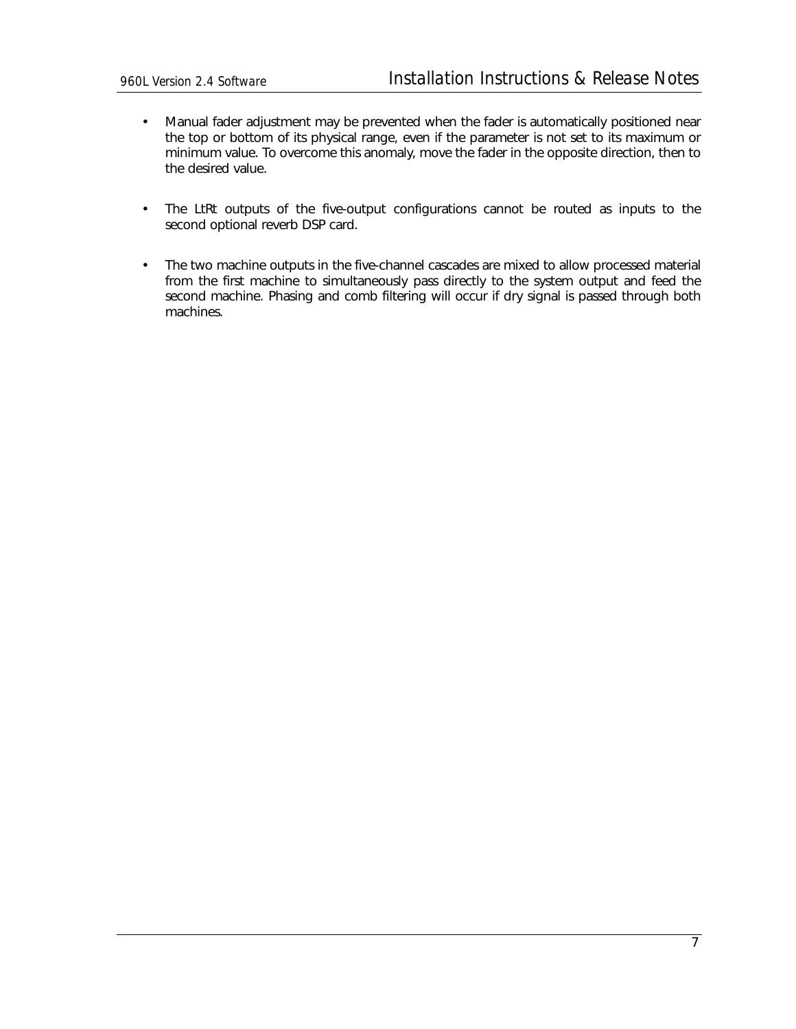- Manual fader adjustment may be prevented when the fader is automatically positioned near the top or bottom of its physical range, even if the parameter is not set to its maximum or minimum value. To overcome this anomaly, move the fader in the opposite direction, then to the desired value.

- The LtRt outputs of the five-output configurations cannot be routed as inputs to the second optional reverb DSP card.

- The two machine outputs in the five-channel cascades are mixed to allow processed material from the first machine to simultaneously pass directly to the system output and feed the second machine. Phasing and comb filtering will occur if dry signal is passed through both machines.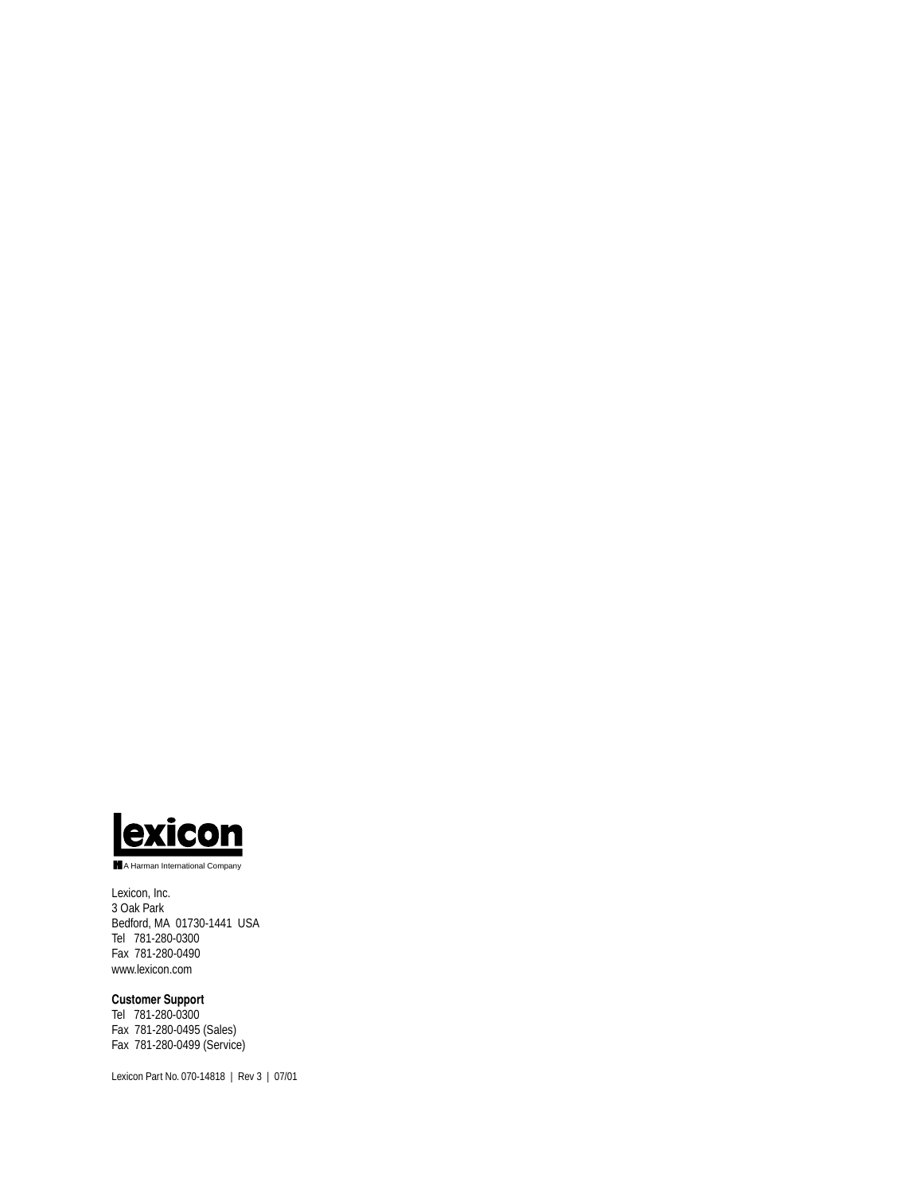lexicon

A Harman International Company

Lexicon, Inc.
3 Oak Park
Bedford, MA 01730-1441 USA
Tel 781-280-0300
Fax 781-280-0490
www.lexicon.com

**Customer Support**
Tel 781-280-0300
Fax 781-280-0495 (Sales)
Fax 781-280-0499 (Service)

Lexicon Part No. 070-14818 | Rev 3 | 07/01